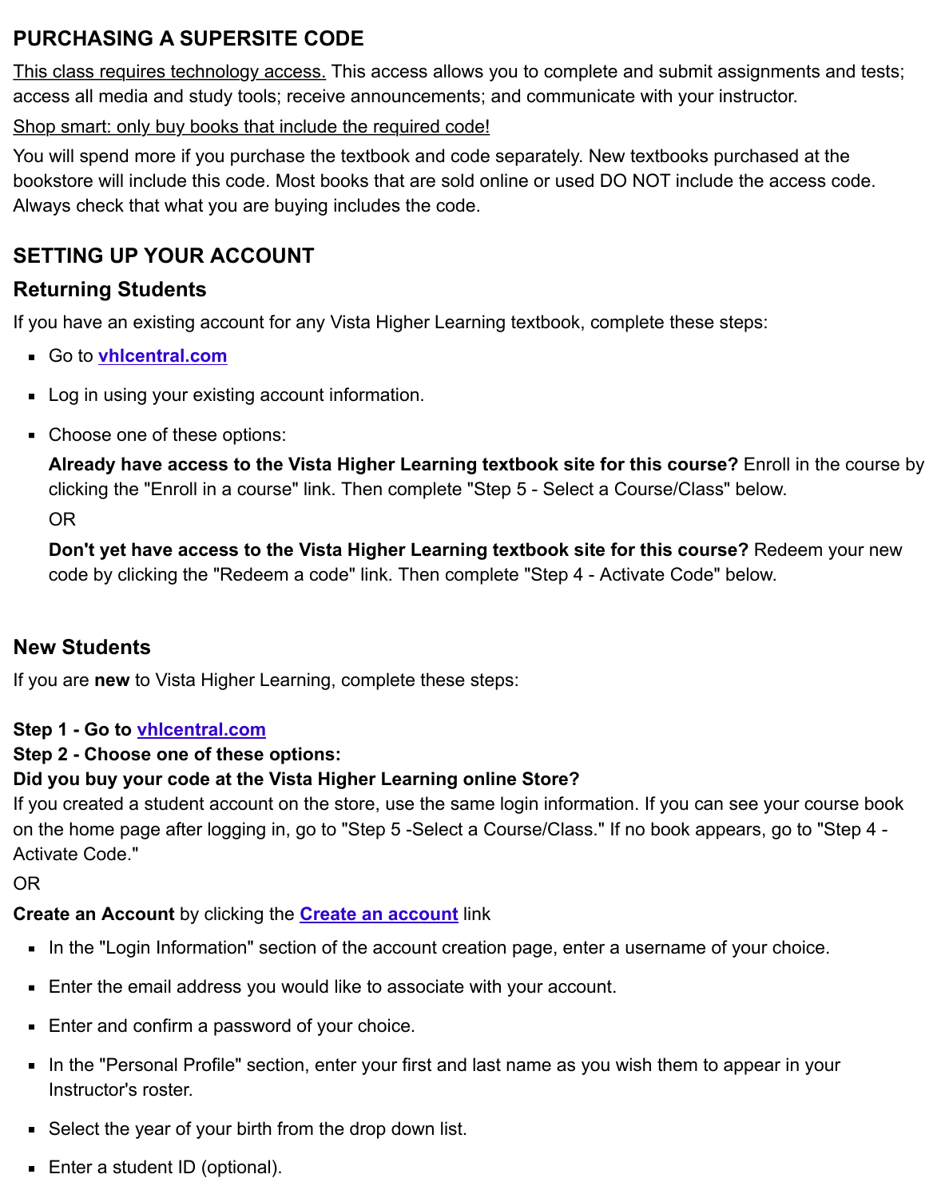## PURCHASING A SUPERSITE CODE

This class requires technology access. This access allows you to complete and submit assignments and tests; access all media and study tools; receive announcements; and communicate with your instructor.

Shop smart: only buy books that include the required code!

You will spend more if you purchase the textbook and code separately. New textbooks purchased at the bookstore will include this code. Most books that are sold online or used DO NOT include the access code. Always check that what you are buying includes the code.

## SETTING UP YOUR ACCOUNT

### Returning Students

If you have an existing account for any Vista Higher Learning textbook, complete these steps:

- Go to [vhlcentral.com](vhlcentral.com)
- Log in using your existing account information.
- Choose one of these options:

  **Already have access to the Vista Higher Learning textbook site for this course?** Enroll in the course by clicking the "Enroll in a course" link. Then complete "Step 5 - Select a Course/Class" below.

  OR

  **Don't yet have access to the Vista Higher Learning textbook site for this course?** Redeem your new code by clicking the "Redeem a code" link. Then complete "Step 4 - Activate Code" below.

### New Students

If you are **new** to Vista Higher Learning, complete these steps:

**Step 1 - Go to [vhlcentral.com](vhlcentral.com)**
**Step 2 - Choose one of these options:**
**Did you buy your code at the Vista Higher Learning online Store?**
If you created a student account on the store, use the same login information. If you can see your course book on the home page after logging in, go to "Step 5 -Select a Course/Class." If no book appears, go to "Step 4 - Activate Code."

OR

**Create an Account** by clicking the **Create an account** link

- In the "Login Information" section of the account creation page, enter a username of your choice.
- Enter the email address you would like to associate with your account.
- Enter and confirm a password of your choice.
- In the "Personal Profile" section, enter your first and last name as you wish them to appear in your Instructor's roster.
- Select the year of your birth from the drop down list.
- Enter a student ID (optional).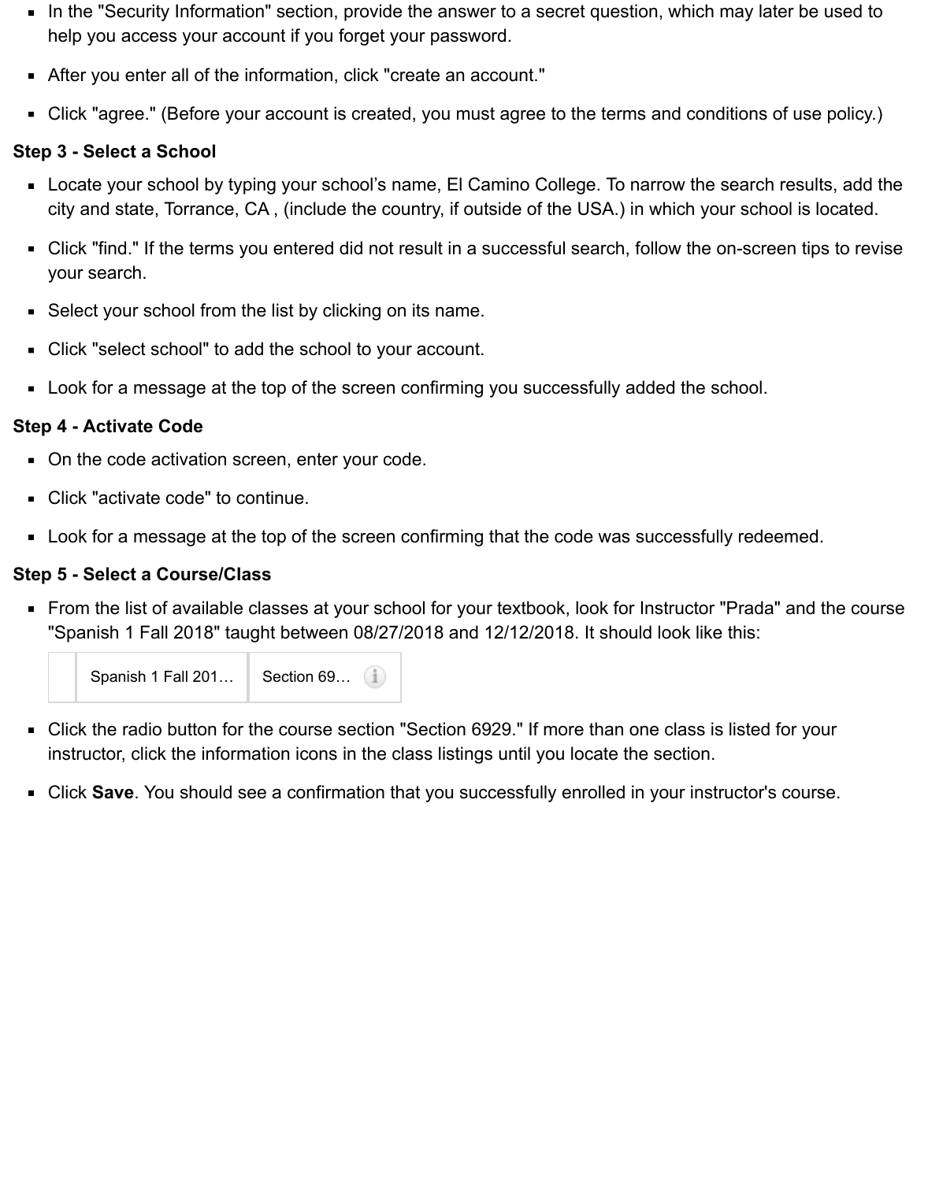- In the "Security Information" section, provide the answer to a secret question, which may later be used to help you access your account if you forget your password.
- After you enter all of the information, click "create an account."
- Click "agree." (Before your account is created, you must agree to the terms and conditions of use policy.)

**Step 3 - Select a School**

- Locate your school by typing your school's name, El Camino College. To narrow the search results, add the city and state, Torrance, CA , (include the country, if outside of the USA.) in which your school is located.
- Click "find." If the terms you entered did not result in a successful search, follow the on-screen tips to revise your search.
- Select your school from the list by clicking on its name.
- Click "select school" to add the school to your account.
- Look for a message at the top of the screen confirming you successfully added the school.

**Step 4 - Activate Code**

- On the code activation screen, enter your code.
- Click "activate code" to continue.
- Look for a message at the top of the screen confirming that the code was successfully redeemed.

**Step 5 - Select a Course/Class**

- From the list of available classes at your school for your textbook, look for Instructor "Prada" and the course "Spanish 1 Fall 2018" taught between 08/27/2018 and 12/12/2018. It should look like this:

| | | |
|---|---|---|
| | Spanish 1 Fall 201… | Section 69… |

- Click the radio button for the course section "Section 6929." If more than one class is listed for your instructor, click the information icons in the class listings until you locate the section.
- Click **Save**. You should see a confirmation that you successfully enrolled in your instructor's course.